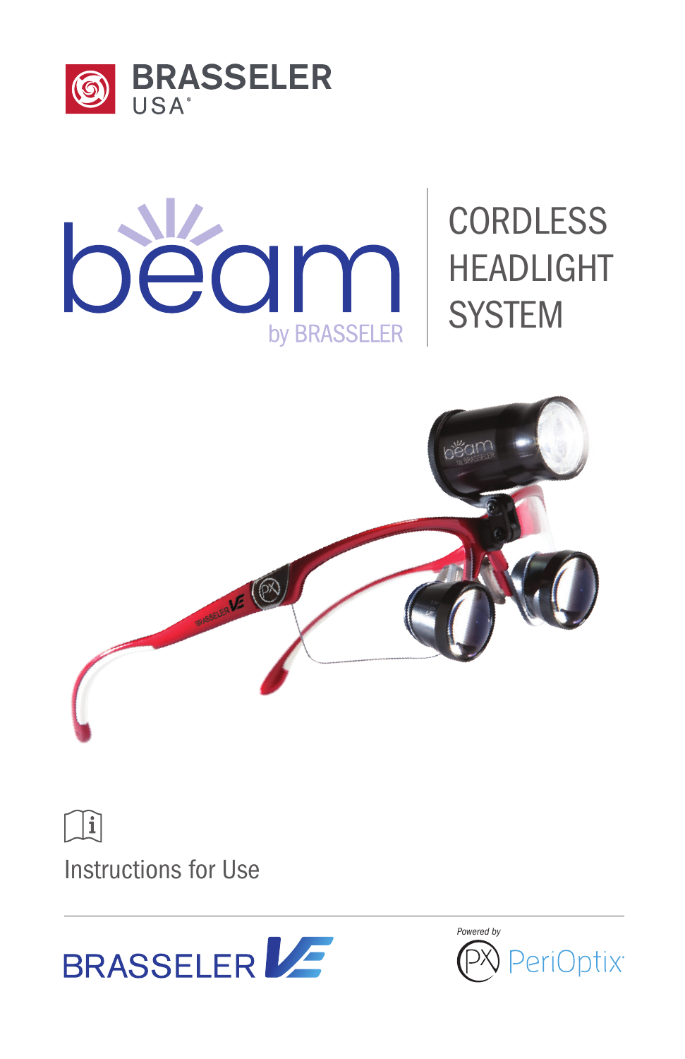BRASSELER USA®

# beam by BRASSELER

## CORDLESS HEADLIGHT SYSTEM

Instructions for Use

BRASSELER VE

Powered by PeriOptix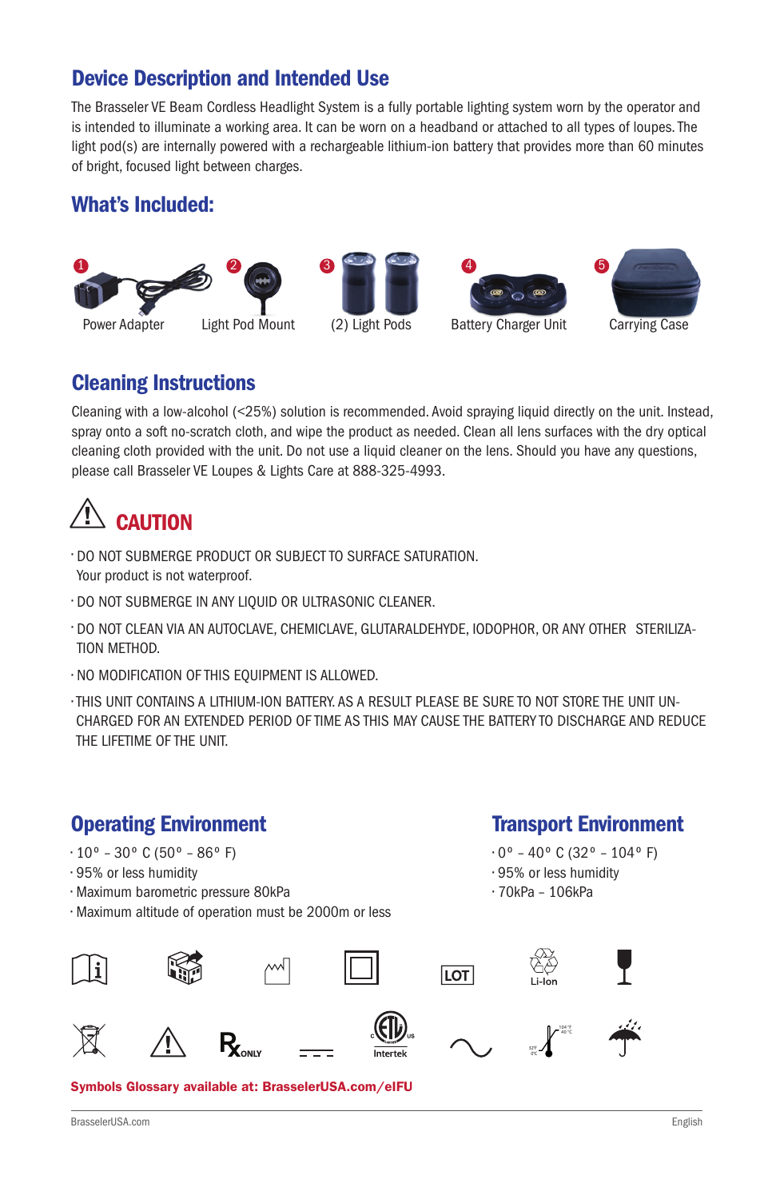## Device Description and Intended Use

The Brasseler VE Beam Cordless Headlight System is a fully portable lighting system worn by the operator and is intended to illuminate a working area. It can be worn on a headband or attached to all types of loupes. The light pod(s) are internally powered with a rechargeable lithium-ion battery that provides more than 60 minutes of bright, focused light between charges.

## What's Included:

1. Power Adapter
2. Light Pod Mount
3. (2) Light Pods
4. Battery Charger Unit
5. Carrying Case

## Cleaning Instructions

Cleaning with a low-alcohol (<25%) solution is recommended. Avoid spraying liquid directly on the unit. Instead, spray onto a soft no-scratch cloth, and wipe the product as needed. Clean all lens surfaces with the dry optical cleaning cloth provided with the unit. Do not use a liquid cleaner on the lens. Should you have any questions, please call Brasseler VE Loupes & Lights Care at 888-325-4993.

## CAUTION

- DO NOT SUBMERGE PRODUCT OR SUBJECT TO SURFACE SATURATION. Your product is not waterproof.
- DO NOT SUBMERGE IN ANY LIQUID OR ULTRASONIC CLEANER.
- DO NOT CLEAN VIA AN AUTOCLAVE, CHEMICLAVE, GLUTARALDEHYDE, IODOPHOR, OR ANY OTHER STERILIZATION METHOD.
- NO MODIFICATION OF THIS EQUIPMENT IS ALLOWED.
- THIS UNIT CONTAINS A LITHIUM-ION BATTERY. AS A RESULT PLEASE BE SURE TO NOT STORE THE UNIT UNCHARGED FOR AN EXTENDED PERIOD OF TIME AS THIS MAY CAUSE THE BATTERY TO DISCHARGE AND REDUCE THE LIFETIME OF THE UNIT.

## Operating Environment

- 10° – 30° C (50° – 86° F)
- 95% or less humidity
- Maximum barometric pressure 80kPa
- Maximum altitude of operation must be 2000m or less

## Transport Environment

- 0° – 40° C (32° – 104° F)
- 95% or less humidity
- 70kPa – 106kPa

**Symbols Glossary available at: BrasselerUSA.com/eIFU**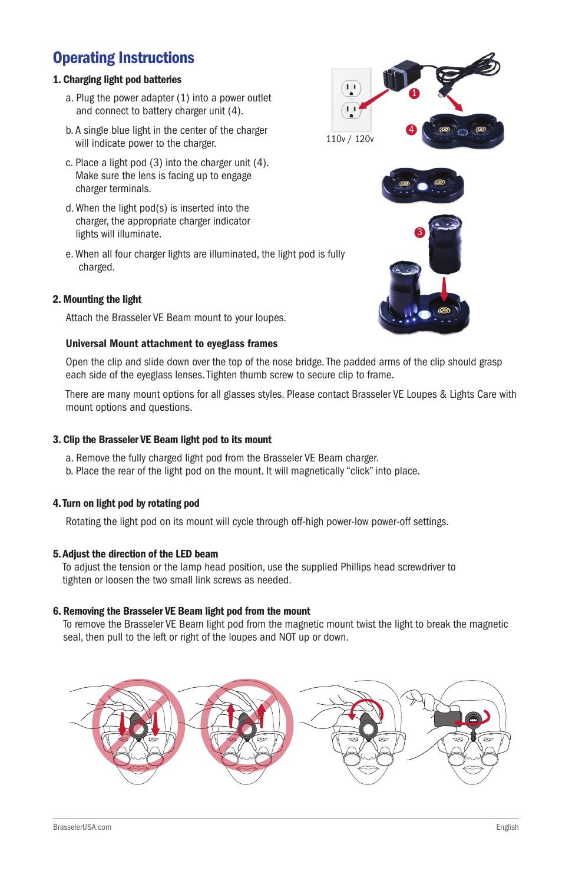# Operating Instructions

## 1. Charging light pod batteries

a. Plug the power adapter (1) into a power outlet and connect to battery charger unit (4).

b. A single blue light in the center of the charger will indicate power to the charger.

c. Place a light pod (3) into the charger unit (4). Make sure the lens is facing up to engage charger terminals.

d. When the light pod(s) is inserted into the charger, the appropriate charger indicator lights will illuminate.

e. When all four charger lights are illuminated, the light pod is fully charged.

110v / 120v

## 2. Mounting the light

Attach the Brasseler VE Beam mount to your loupes.

### Universal Mount attachment to eyeglass frames

Open the clip and slide down over the top of the nose bridge. The padded arms of the clip should grasp each side of the eyeglass lenses. Tighten thumb screw to secure clip to frame.

There are many mount options for all glasses styles. Please contact Brasseler VE Loupes & Lights Care with mount options and questions.

## 3. Clip the Brasseler VE Beam light pod to its mount

a. Remove the fully charged light pod from the Brasseler VE Beam charger.
b. Place the rear of the light pod on the mount. It will magnetically “click” into place.

## 4. Turn on light pod by rotating pod

Rotating the light pod on its mount will cycle through off-high power-low power-off settings.

## 5. Adjust the direction of the LED beam

To adjust the tension or the lamp head position, use the supplied Phillips head screwdriver to tighten or loosen the two small link screws as needed.

## 6. Removing the Brasseler VE Beam light pod from the mount

To remove the Brasseler VE Beam light pod from the magnetic mount twist the light to break the magnetic seal, then pull to the left or right of the loupes and NOT up or down.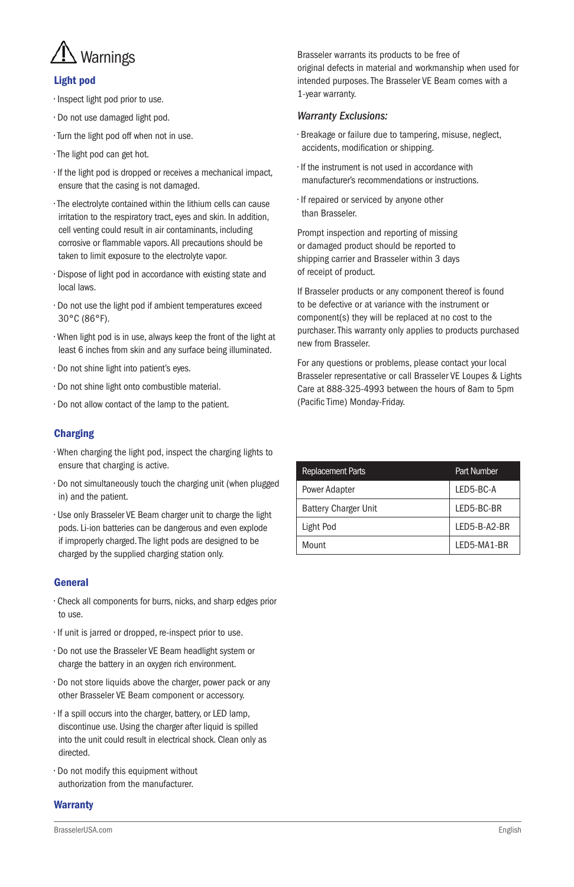# Warnings

## Light pod

- Inspect light pod prior to use.
- Do not use damaged light pod.
- Turn the light pod off when not in use.
- The light pod can get hot.
- If the light pod is dropped or receives a mechanical impact, ensure that the casing is not damaged.
- The electrolyte contained within the lithium cells can cause irritation to the respiratory tract, eyes and skin. In addition, cell venting could result in air contaminants, including corrosive or flammable vapors. All precautions should be taken to limit exposure to the electrolyte vapor.
- Dispose of light pod in accordance with existing state and local laws.
- Do not use the light pod if ambient temperatures exceed 30°C (86°F).
- When light pod is in use, always keep the front of the light at least 6 inches from skin and any surface being illuminated.
- Do not shine light into patient's eyes.
- Do not shine light onto combustible material.
- Do not allow contact of the lamp to the patient.

## Charging

- When charging the light pod, inspect the charging lights to ensure that charging is active.
- Do not simultaneously touch the charging unit (when plugged in) and the patient.
- Use only Brasseler VE Beam charger unit to charge the light pods. Li-ion batteries can be dangerous and even explode if improperly charged. The light pods are designed to be charged by the supplied charging station only.

## General

- Check all components for burrs, nicks, and sharp edges prior to use.
- If unit is jarred or dropped, re-inspect prior to use.
- Do not use the Brasseler VE Beam headlight system or charge the battery in an oxygen rich environment.
- Do not store liquids above the charger, power pack or any other Brasseler VE Beam component or accessory.
- If a spill occurs into the charger, battery, or LED lamp, discontinue use. Using the charger after liquid is spilled into the unit could result in electrical shock. Clean only as directed.
- Do not modify this equipment without authorization from the manufacturer.

## Warranty

Brasseler warrants its products to be free of original defects in material and workmanship when used for intended purposes. The Brasseler VE Beam comes with a 1-year warranty.

### *Warranty Exclusions:*

- Breakage or failure due to tampering, misuse, neglect, accidents, modification or shipping.
- If the instrument is not used in accordance with manufacturer's recommendations or instructions.
- If repaired or serviced by anyone other than Brasseler.

Prompt inspection and reporting of missing or damaged product should be reported to shipping carrier and Brasseler within 3 days of receipt of product.

If Brasseler products or any component thereof is found to be defective or at variance with the instrument or component(s) they will be replaced at no cost to the purchaser. This warranty only applies to products purchased new from Brasseler.

For any questions or problems, please contact your local Brasseler representative or call Brasseler VE Loupes & Lights Care at 888-325-4993 between the hours of 8am to 5pm (Pacific Time) Monday-Friday.

| Replacement Parts | Part Number |
|---|---|
| Power Adapter | LED5-BC-A |
| Battery Charger Unit | LED5-BC-BR |
| Light Pod | LED5-B-A2-BR |
| Mount | LED5-MA1-BR |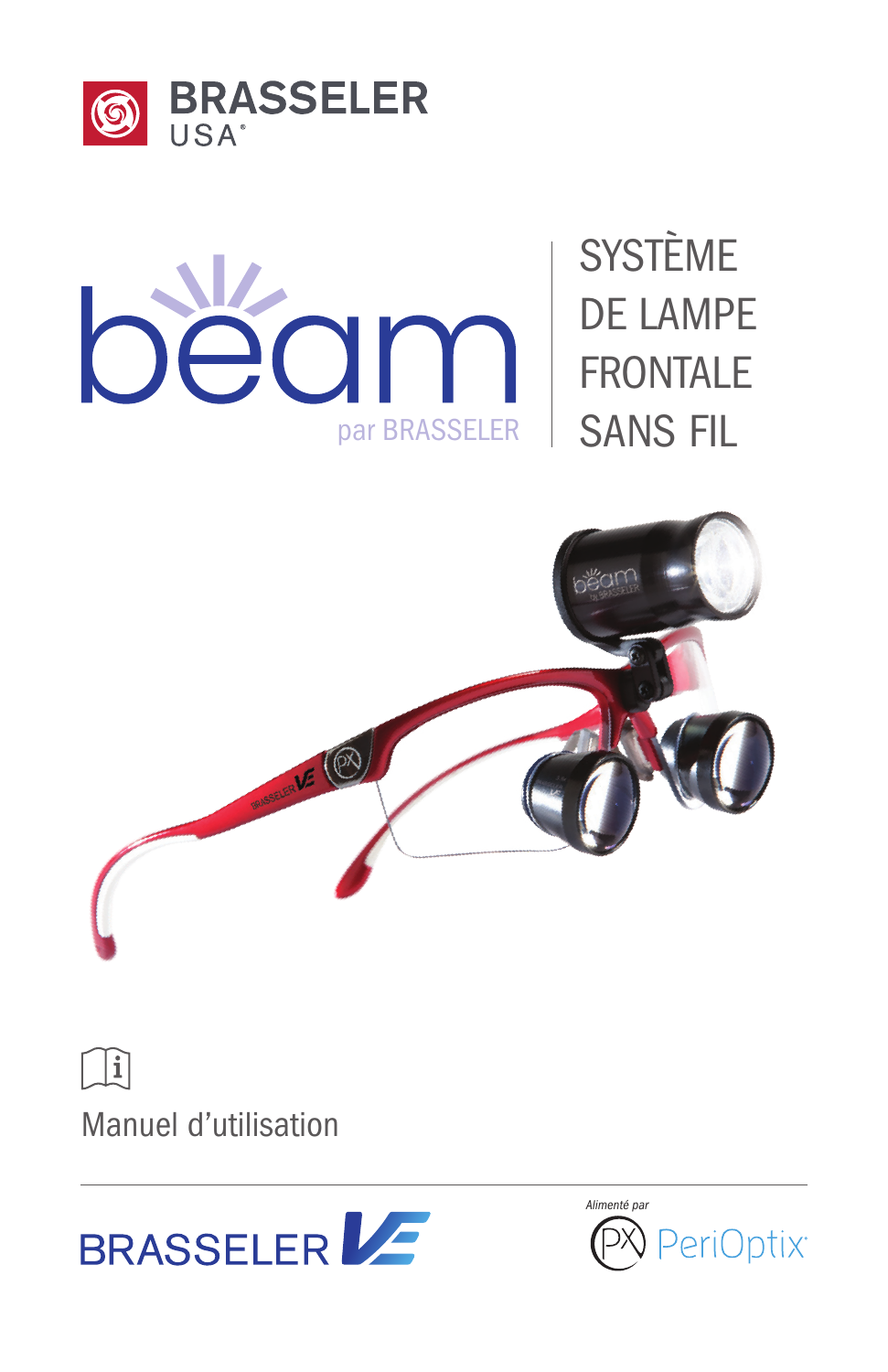BRASSELER
USA®

beam
par BRASSELER

# SYSTÈME DE LAMPE FRONTALE SANS FIL

Manuel d'utilisation

BRASSELER VE

*Alimenté par*
PeriOptix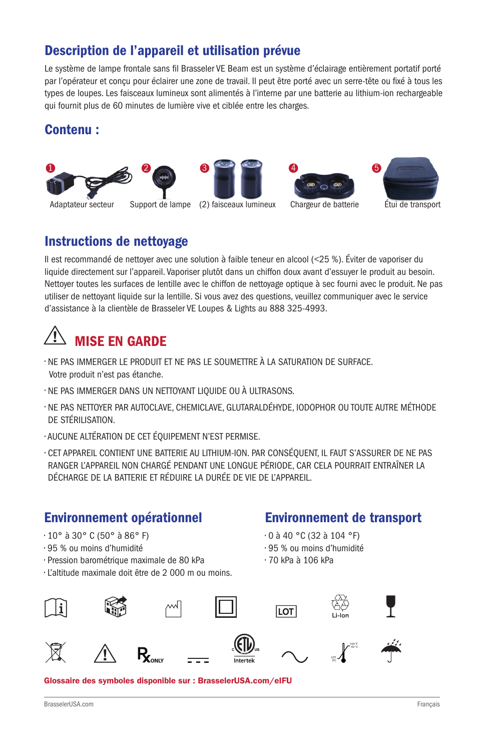## Description de l'appareil et utilisation prévue

Le système de lampe frontale sans fil Brasseler VE Beam est un système d'éclairage entièrement portatif porté par l'opérateur et conçu pour éclairer une zone de travail. Il peut être porté avec un serre-tête ou fixé à tous les types de loupes. Les faisceaux lumineux sont alimentés à l'interne par une batterie au lithium-ion rechargeable qui fournit plus de 60 minutes de lumière vive et ciblée entre les charges.

## Contenu :

1. Adaptateur secteur
2. Support de lampe
3. (2) faisceaux lumineux
4. Chargeur de batterie
5. Étui de transport

## Instructions de nettoyage

Il est recommandé de nettoyer avec une solution à faible teneur en alcool (<25 %). Éviter de vaporiser du liquide directement sur l'appareil. Vaporiser plutôt dans un chiffon doux avant d'essuyer le produit au besoin. Nettoyer toutes les surfaces de lentille avec le chiffon de nettoyage optique à sec fourni avec le produit. Ne pas utiliser de nettoyant liquide sur la lentille. Si vous avez des questions, veuillez communiquer avec le service d'assistance à la clientèle de Brasseler VE Loupes & Lights au 888 325-4993.

## ⚠ MISE EN GARDE

- NE PAS IMMERGER LE PRODUIT ET NE PAS LE SOUMETTRE À LA SATURATION DE SURFACE. Votre produit n'est pas étanche.
- NE PAS IMMERGER DANS UN NETTOYANT LIQUIDE OU À ULTRASONS.
- NE PAS NETTOYER PAR AUTOCLAVE, CHEMICLAVE, GLUTARALDÉHYDE, IODOPHOR OU TOUTE AUTRE MÉTHODE DE STÉRILISATION.
- AUCUNE ALTÉRATION DE CET ÉQUIPEMENT N'EST PERMISE.
- CET APPAREIL CONTIENT UNE BATTERIE AU LITHIUM-ION. PAR CONSÉQUENT, IL FAUT S'ASSURER DE NE PAS RANGER L'APPAREIL NON CHARGÉ PENDANT UNE LONGUE PÉRIODE, CAR CELA POURRAIT ENTRAÎNER LA DÉCHARGE DE LA BATTERIE ET RÉDUIRE LA DURÉE DE VIE DE L'APPAREIL.

## Environnement opérationnel

- 10° à 30° C (50° à 86° F)
- 95 % ou moins d'humidité
- Pression barométrique maximale de 80 kPa
- L'altitude maximale doit être de 2 000 m ou moins.

## Environnement de transport

- 0 à 40 °C (32 à 104 °F)
- 95 % ou moins d'humidité
- 70 kPa à 106 kPa

LOT

Li-Ion

R ONLY

Intertek

**Glossaire des symboles disponible sur : BrasselerUSA.com/eIFU**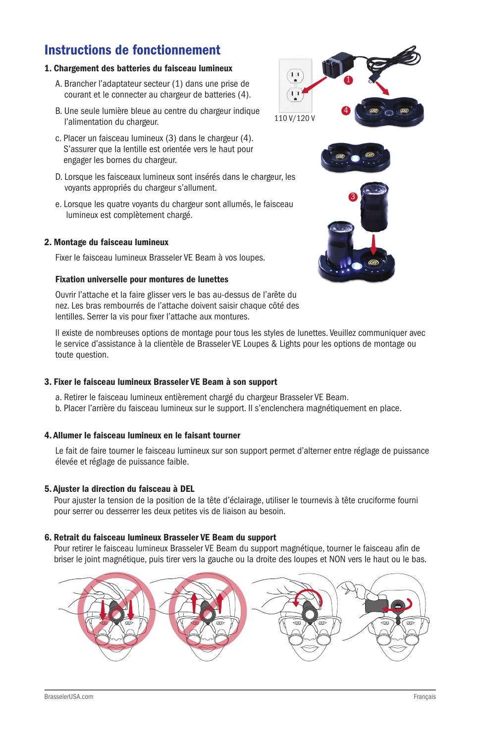# Instructions de fonctionnement

## 1. Chargement des batteries du faisceau lumineux

A. Brancher l'adaptateur secteur (1) dans une prise de courant et le connecter au chargeur de batteries (4).

B. Une seule lumière bleue au centre du chargeur indique l'alimentation du chargeur.

c. Placer un faisceau lumineux (3) dans le chargeur (4). S'assurer que la lentille est orientée vers le haut pour engager les bornes du chargeur.

D. Lorsque les faisceaux lumineux sont insérés dans le chargeur, les voyants appropriés du chargeur s'allument.

e. Lorsque les quatre voyants du chargeur sont allumés, le faisceau lumineux est complètement chargé.

110 V/120 V

## 2. Montage du faisceau lumineux

Fixer le faisceau lumineux Brasseler VE Beam à vos loupes.

### Fixation universelle pour montures de lunettes

Ouvrir l'attache et la faire glisser vers le bas au-dessus de l'arête du nez. Les bras rembourrés de l'attache doivent saisir chaque côté des lentilles. Serrer la vis pour fixer l'attache aux montures.

Il existe de nombreuses options de montage pour tous les styles de lunettes. Veuillez communiquer avec le service d'assistance à la clientèle de Brasseler VE Loupes & Lights pour les options de montage ou toute question.

## 3. Fixer le faisceau lumineux Brasseler VE Beam à son support

a. Retirer le faisceau lumineux entièrement chargé du chargeur Brasseler VE Beam.
b. Placer l'arrière du faisceau lumineux sur le support. Il s'enclenchera magnétiquement en place.

## 4. Allumer le faisceau lumineux en le faisant tourner

Le fait de faire tourner le faisceau lumineux sur son support permet d'alterner entre réglage de puissance élevée et réglage de puissance faible.

## 5. Ajuster la direction du faisceau à DEL

Pour ajuster la tension de la position de la tête d'éclairage, utiliser le tournevis à tête cruciforme fourni pour serrer ou desserrer les deux petites vis de liaison au besoin.

## 6. Retrait du faisceau lumineux Brasseler VE Beam du support

Pour retirer le faisceau lumineux Brasseler VE Beam du support magnétique, tourner le faisceau afin de briser le joint magnétique, puis tirer vers la gauche ou la droite des loupes et NON vers le haut ou le bas.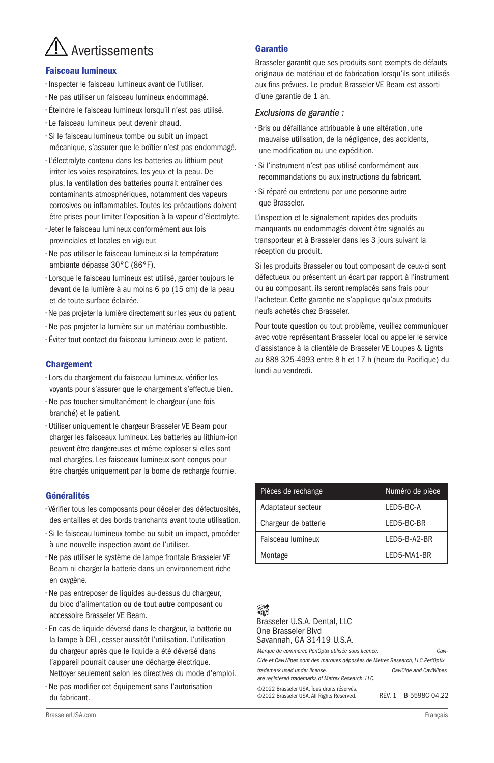# ⚠ Avertissements

## Faisceau lumineux

- Inspecter le faisceau lumineux avant de l'utiliser.
- Ne pas utiliser un faisceau lumineux endommagé.
- Éteindre le faisceau lumineux lorsqu'il n'est pas utilisé.
- Le faisceau lumineux peut devenir chaud.
- Si le faisceau lumineux tombe ou subit un impact mécanique, s'assurer que le boîtier n'est pas endommagé.
- L'électrolyte contenu dans les batteries au lithium peut irriter les voies respiratoires, les yeux et la peau. De plus, la ventilation des batteries pourrait entraîner des contaminants atmosphériques, notamment des vapeurs corrosives ou inflammables. Toutes les précautions doivent être prises pour limiter l'exposition à la vapeur d'électrolyte.
- Jeter le faisceau lumineux conformément aux lois provinciales et locales en vigueur.
- Ne pas utiliser le faisceau lumineux si la température ambiante dépasse 30°C (86°F).
- Lorsque le faisceau lumineux est utilisé, garder toujours le devant de la lumière à au moins 6 po (15 cm) de la peau et de toute surface éclairée.
- Ne pas projeter la lumière directement sur les yeux du patient.
- Ne pas projeter la lumière sur un matériau combustible.
- Éviter tout contact du faisceau lumineux avec le patient.

## Chargement

- Lors du chargement du faisceau lumineux, vérifier les voyants pour s'assurer que le chargement s'effectue bien.
- Ne pas toucher simultanément le chargeur (une fois branché) et le patient.
- Utiliser uniquement le chargeur Brasseler VE Beam pour charger les faisceaux lumineux. Les batteries au lithium-ion peuvent être dangereuses et même exploser si elles sont mal chargées. Les faisceaux lumineux sont conçus pour être chargés uniquement par la borne de recharge fournie.

## Généralités

- Vérifier tous les composants pour déceler des défectuosités, des entailles et des bords tranchants avant toute utilisation.
- Si le faisceau lumineux tombe ou subit un impact, procéder à une nouvelle inspection avant de l'utiliser.
- Ne pas utiliser le système de lampe frontale Brasseler VE Beam ni charger la batterie dans un environnement riche en oxygène.
- Ne pas entreposer de liquides au-dessus du chargeur, du bloc d'alimentation ou de tout autre composant ou accessoire Brasseler VE Beam.
- En cas de liquide déversé dans le chargeur, la batterie ou la lampe à DEL, cesser aussitôt l'utilisation. L'utilisation du chargeur après que le liquide a été déversé dans l'appareil pourrait causer une décharge électrique. Nettoyer seulement selon les directives du mode d'emploi.
- Ne pas modifier cet équipement sans l'autorisation du fabricant.

## Garantie

Brasseler garantit que ses produits sont exempts de défauts originaux de matériau et de fabrication lorsqu'ils sont utilisés aux fins prévues. Le produit Brasseler VE Beam est assorti d'une garantie de 1 an.

### *Exclusions de garantie :*

- Bris ou défaillance attribuable à une altération, une mauvaise utilisation, de la négligence, des accidents, une modification ou une expédition.
- Si l'instrument n'est pas utilisé conformément aux recommandations ou aux instructions du fabricant.
- Si réparé ou entretenu par une personne autre que Brasseler.

L'inspection et le signalement rapides des produits manquants ou endommagés doivent être signalés au transporteur et à Brasseler dans les 3 jours suivant la réception du produit.

Si les produits Brasseler ou tout composant de ceux-ci sont défectueux ou présentent un écart par rapport à l'instrument ou au composant, ils seront remplacés sans frais pour l'acheteur. Cette garantie ne s'applique qu'aux produits neufs achetés chez Brasseler.

Pour toute question ou tout problème, veuillez communiquer avec votre représentant Brasseler local ou appeler le service d'assistance à la clientèle de Brasseler VE Loupes & Lights au 888 325-4993 entre 8 h et 17 h (heure du Pacifique) du lundi au vendredi.

| Pièces de rechange | Numéro de pièce |
|---|---|
| Adaptateur secteur | LED5-BC-A |
| Chargeur de batterie | LED5-BC-BR |
| Faisceau lumineux | LED5-B-A2-BR |
| Montage | LED5-MA1-BR |

Brasseler U.S.A. Dental, LLC
One Brasseler Blvd
Savannah, GA 31419 U.S.A.

*Marque de commerce PeriOptix utilisée sous licence. CaviCide et CaviWipes sont des marques déposées de Metrex Research, LLC.PeriOptix trademark used under license. CaviCide and CaviWipes are registered trademarks of Metrex Research, LLC.*

©2022 Brasseler USA. Tous droits réservés.
©2022 Brasseler USA. All Rights Reserved.

RÉV. 1 B-5598C-04.22

BrasselerUSA.com

Français